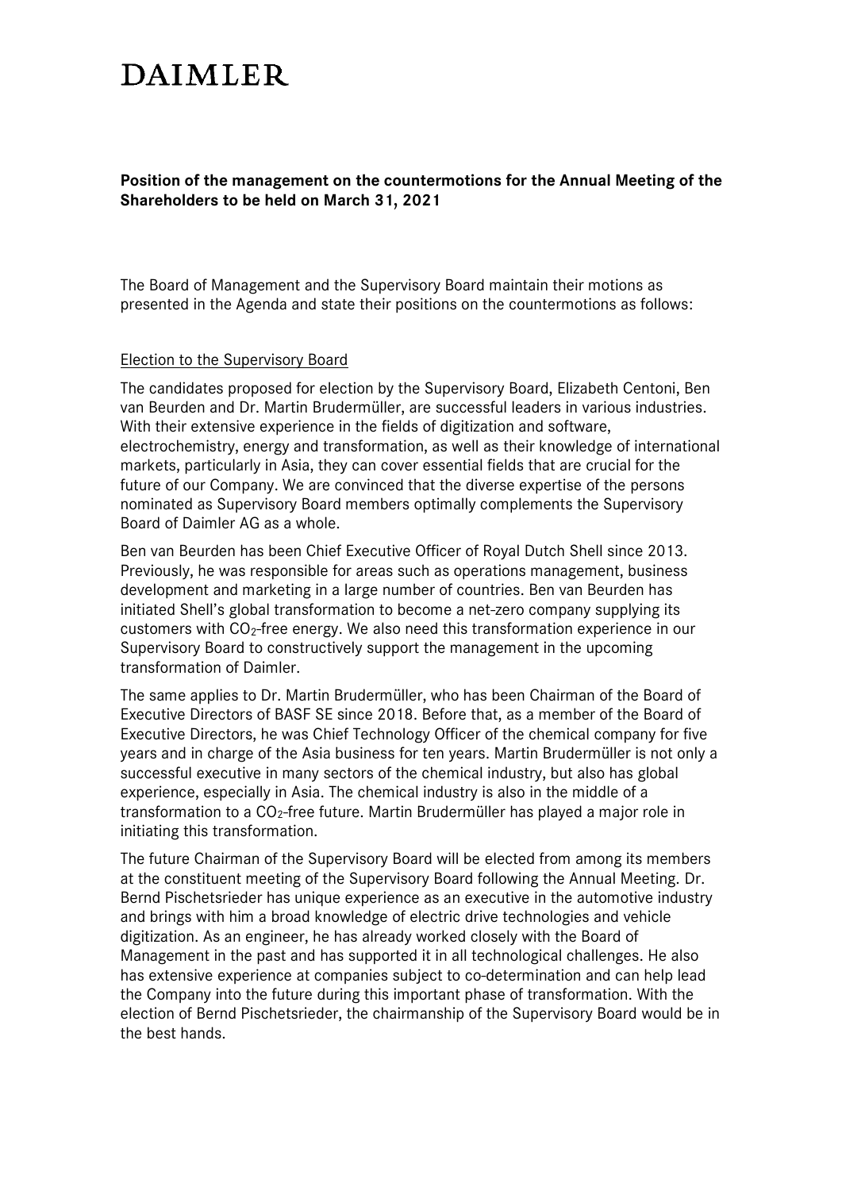# DAIMLER

**Position of the management on the countermotions for the Annual Meeting of the Shareholders to be held on March 31, 2021**

The Board of Management and the Supervisory Board maintain their motions as presented in the Agenda and state their positions on the countermotions as follows:

## Election to the Supervisory Board

The candidates proposed for election by the Supervisory Board, Elizabeth Centoni, Ben van Beurden and Dr. Martin Brudermüller, are successful leaders in various industries. With their extensive experience in the fields of digitization and software, electrochemistry, energy and transformation, as well as their knowledge of international markets, particularly in Asia, they can cover essential fields that are crucial for the future of our Company. We are convinced that the diverse expertise of the persons nominated as Supervisory Board members optimally complements the Supervisory Board of Daimler AG as a whole.

Ben van Beurden has been Chief Executive Officer of Royal Dutch Shell since 2013. Previously, he was responsible for areas such as operations management, business development and marketing in a large number of countries. Ben van Beurden has initiated Shell's global transformation to become a net-zero company supplying its customers with $CO_2$-free energy. We also need this transformation experience in our Supervisory Board to constructively support the management in the upcoming transformation of Daimler.

The same applies to Dr. Martin Brudermüller, who has been Chairman of the Board of Executive Directors of BASF SE since 2018. Before that, as a member of the Board of Executive Directors, he was Chief Technology Officer of the chemical company for five years and in charge of the Asia business for ten years. Martin Brudermüller is not only a successful executive in many sectors of the chemical industry, but also has global experience, especially in Asia. The chemical industry is also in the middle of a transformation to a $CO_2$-free future. Martin Brudermüller has played a major role in initiating this transformation.

The future Chairman of the Supervisory Board will be elected from among its members at the constituent meeting of the Supervisory Board following the Annual Meeting. Dr. Bernd Pischetsrieder has unique experience as an executive in the automotive industry and brings with him a broad knowledge of electric drive technologies and vehicle digitization. As an engineer, he has already worked closely with the Board of Management in the past and has supported it in all technological challenges. He also has extensive experience at companies subject to co-determination and can help lead the Company into the future during this important phase of transformation. With the election of Bernd Pischetsrieder, the chairmanship of the Supervisory Board would be in the best hands.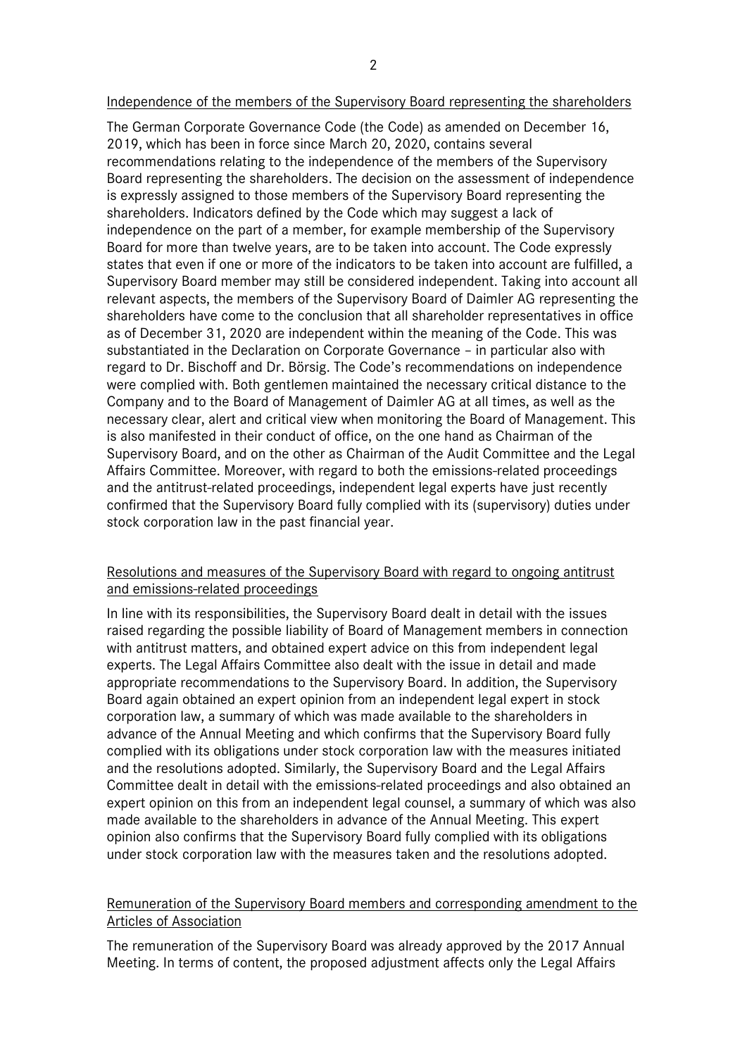## Independence of the members of the Supervisory Board representing the shareholders

The German Corporate Governance Code (the Code) as amended on December 16, 2019, which has been in force since March 20, 2020, contains several recommendations relating to the independence of the members of the Supervisory Board representing the shareholders. The decision on the assessment of independence is expressly assigned to those members of the Supervisory Board representing the shareholders. Indicators defined by the Code which may suggest a lack of independence on the part of a member, for example membership of the Supervisory Board for more than twelve years, are to be taken into account. The Code expressly states that even if one or more of the indicators to be taken into account are fulfilled, a Supervisory Board member may still be considered independent. Taking into account all relevant aspects, the members of the Supervisory Board of Daimler AG representing the shareholders have come to the conclusion that all shareholder representatives in office as of December 31, 2020 are independent within the meaning of the Code. This was substantiated in the Declaration on Corporate Governance – in particular also with regard to Dr. Bischoff and Dr. Börsig. The Code's recommendations on independence were complied with. Both gentlemen maintained the necessary critical distance to the Company and to the Board of Management of Daimler AG at all times, as well as the necessary clear, alert and critical view when monitoring the Board of Management. This is also manifested in their conduct of office, on the one hand as Chairman of the Supervisory Board, and on the other as Chairman of the Audit Committee and the Legal Affairs Committee. Moreover, with regard to both the emissions-related proceedings and the antitrust-related proceedings, independent legal experts have just recently confirmed that the Supervisory Board fully complied with its (supervisory) duties under stock corporation law in the past financial year.

## Resolutions and measures of the Supervisory Board with regard to ongoing antitrust and emissions-related proceedings

In line with its responsibilities, the Supervisory Board dealt in detail with the issues raised regarding the possible liability of Board of Management members in connection with antitrust matters, and obtained expert advice on this from independent legal experts. The Legal Affairs Committee also dealt with the issue in detail and made appropriate recommendations to the Supervisory Board. In addition, the Supervisory Board again obtained an expert opinion from an independent legal expert in stock corporation law, a summary of which was made available to the shareholders in advance of the Annual Meeting and which confirms that the Supervisory Board fully complied with its obligations under stock corporation law with the measures initiated and the resolutions adopted. Similarly, the Supervisory Board and the Legal Affairs Committee dealt in detail with the emissions-related proceedings and also obtained an expert opinion on this from an independent legal counsel, a summary of which was also made available to the shareholders in advance of the Annual Meeting. This expert opinion also confirms that the Supervisory Board fully complied with its obligations under stock corporation law with the measures taken and the resolutions adopted.

## Remuneration of the Supervisory Board members and corresponding amendment to the Articles of Association

The remuneration of the Supervisory Board was already approved by the 2017 Annual Meeting. In terms of content, the proposed adjustment affects only the Legal Affairs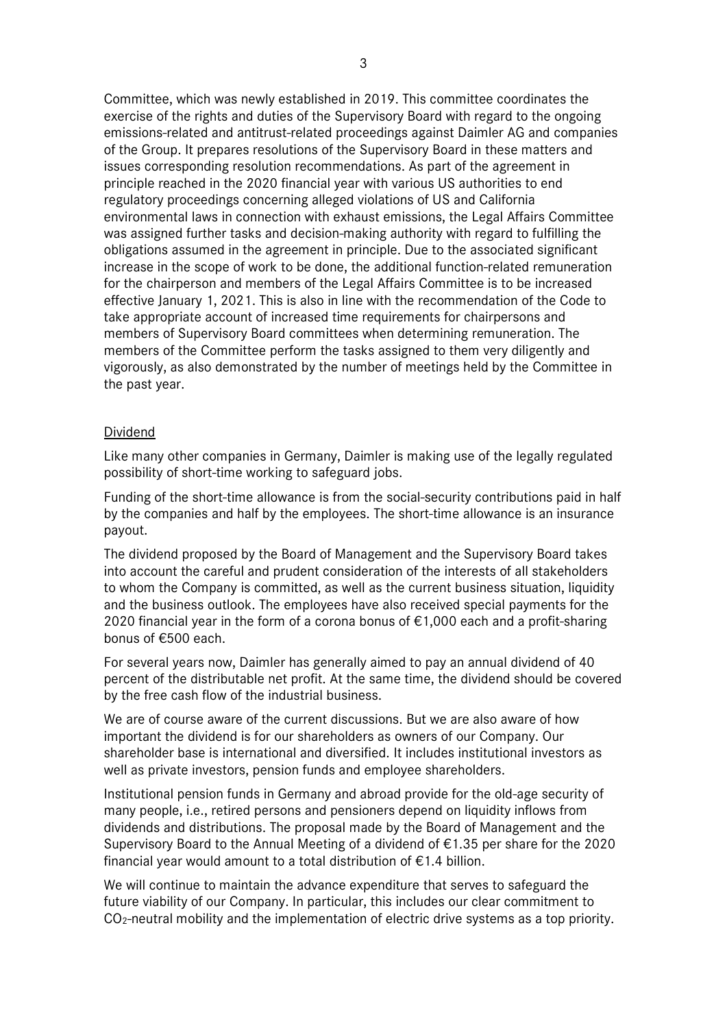Committee, which was newly established in 2019. This committee coordinates the exercise of the rights and duties of the Supervisory Board with regard to the ongoing emissions-related and antitrust-related proceedings against Daimler AG and companies of the Group. It prepares resolutions of the Supervisory Board in these matters and issues corresponding resolution recommendations. As part of the agreement in principle reached in the 2020 financial year with various US authorities to end regulatory proceedings concerning alleged violations of US and California environmental laws in connection with exhaust emissions, the Legal Affairs Committee was assigned further tasks and decision-making authority with regard to fulfilling the obligations assumed in the agreement in principle. Due to the associated significant increase in the scope of work to be done, the additional function-related remuneration for the chairperson and members of the Legal Affairs Committee is to be increased effective January 1, 2021. This is also in line with the recommendation of the Code to take appropriate account of increased time requirements for chairpersons and members of Supervisory Board committees when determining remuneration. The members of the Committee perform the tasks assigned to them very diligently and vigorously, as also demonstrated by the number of meetings held by the Committee in the past year.

## Dividend

Like many other companies in Germany, Daimler is making use of the legally regulated possibility of short-time working to safeguard jobs.

Funding of the short-time allowance is from the social-security contributions paid in half by the companies and half by the employees. The short-time allowance is an insurance payout.

The dividend proposed by the Board of Management and the Supervisory Board takes into account the careful and prudent consideration of the interests of all stakeholders to whom the Company is committed, as well as the current business situation, liquidity and the business outlook. The employees have also received special payments for the 2020 financial year in the form of a corona bonus of €1,000 each and a profit-sharing bonus of €500 each.

For several years now, Daimler has generally aimed to pay an annual dividend of 40 percent of the distributable net profit. At the same time, the dividend should be covered by the free cash flow of the industrial business.

We are of course aware of the current discussions. But we are also aware of how important the dividend is for our shareholders as owners of our Company. Our shareholder base is international and diversified. It includes institutional investors as well as private investors, pension funds and employee shareholders.

Institutional pension funds in Germany and abroad provide for the old-age security of many people, i.e., retired persons and pensioners depend on liquidity inflows from dividends and distributions. The proposal made by the Board of Management and the Supervisory Board to the Annual Meeting of a dividend of €1.35 per share for the 2020 financial year would amount to a total distribution of €1.4 billion.

We will continue to maintain the advance expenditure that serves to safeguard the future viability of our Company. In particular, this includes our clear commitment to $CO_2$-neutral mobility and the implementation of electric drive systems as a top priority.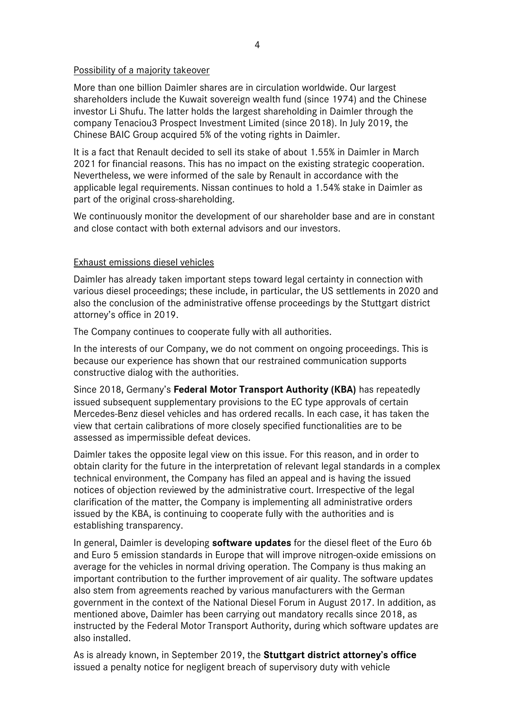Possibility of a majority takeover

More than one billion Daimler shares are in circulation worldwide. Our largest shareholders include the Kuwait sovereign wealth fund (since 1974) and the Chinese investor Li Shufu. The latter holds the largest shareholding in Daimler through the company Tenaciou3 Prospect Investment Limited (since 2018). In July 2019, the Chinese BAIC Group acquired 5% of the voting rights in Daimler.

It is a fact that Renault decided to sell its stake of about 1.55% in Daimler in March 2021 for financial reasons. This has no impact on the existing strategic cooperation. Nevertheless, we were informed of the sale by Renault in accordance with the applicable legal requirements. Nissan continues to hold a 1.54% stake in Daimler as part of the original cross-shareholding.

We continuously monitor the development of our shareholder base and are in constant and close contact with both external advisors and our investors.

Exhaust emissions diesel vehicles

Daimler has already taken important steps toward legal certainty in connection with various diesel proceedings; these include, in particular, the US settlements in 2020 and also the conclusion of the administrative offense proceedings by the Stuttgart district attorney's office in 2019.

The Company continues to cooperate fully with all authorities.

In the interests of our Company, we do not comment on ongoing proceedings. This is because our experience has shown that our restrained communication supports constructive dialog with the authorities.

Since 2018, Germany's **Federal Motor Transport Authority (KBA)** has repeatedly issued subsequent supplementary provisions to the EC type approvals of certain Mercedes-Benz diesel vehicles and has ordered recalls. In each case, it has taken the view that certain calibrations of more closely specified functionalities are to be assessed as impermissible defeat devices.

Daimler takes the opposite legal view on this issue. For this reason, and in order to obtain clarity for the future in the interpretation of relevant legal standards in a complex technical environment, the Company has filed an appeal and is having the issued notices of objection reviewed by the administrative court. Irrespective of the legal clarification of the matter, the Company is implementing all administrative orders issued by the KBA, is continuing to cooperate fully with the authorities and is establishing transparency.

In general, Daimler is developing **software updates** for the diesel fleet of the Euro 6b and Euro 5 emission standards in Europe that will improve nitrogen-oxide emissions on average for the vehicles in normal driving operation. The Company is thus making an important contribution to the further improvement of air quality. The software updates also stem from agreements reached by various manufacturers with the German government in the context of the National Diesel Forum in August 2017. In addition, as mentioned above, Daimler has been carrying out mandatory recalls since 2018, as instructed by the Federal Motor Transport Authority, during which software updates are also installed.

As is already known, in September 2019, the **Stuttgart district attorney's office** issued a penalty notice for negligent breach of supervisory duty with vehicle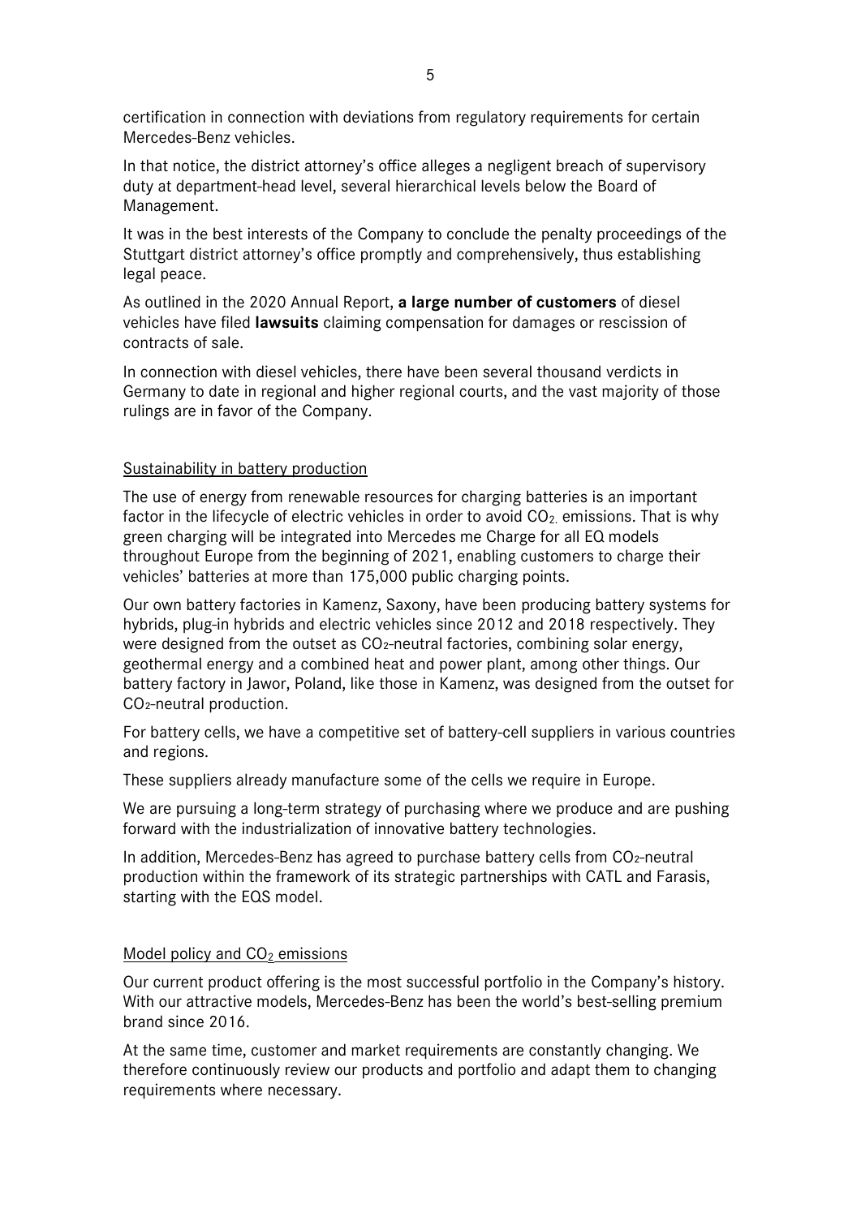certification in connection with deviations from regulatory requirements for certain Mercedes-Benz vehicles.

In that notice, the district attorney's office alleges a negligent breach of supervisory duty at department-head level, several hierarchical levels below the Board of Management.

It was in the best interests of the Company to conclude the penalty proceedings of the Stuttgart district attorney's office promptly and comprehensively, thus establishing legal peace.

As outlined in the 2020 Annual Report, **a large number of customers** of diesel vehicles have filed **lawsuits** claiming compensation for damages or rescission of contracts of sale.

In connection with diesel vehicles, there have been several thousand verdicts in Germany to date in regional and higher regional courts, and the vast majority of those rulings are in favor of the Company.

Sustainability in battery production

The use of energy from renewable resources for charging batteries is an important factor in the lifecycle of electric vehicles in order to avoid $CO_2$ emissions. That is why green charging will be integrated into Mercedes me Charge for all EQ models throughout Europe from the beginning of 2021, enabling customers to charge their vehicles' batteries at more than 175,000 public charging points.

Our own battery factories in Kamenz, Saxony, have been producing battery systems for hybrids, plug-in hybrids and electric vehicles since 2012 and 2018 respectively. They were designed from the outset as $CO_2$-neutral factories, combining solar energy, geothermal energy and a combined heat and power plant, among other things. Our battery factory in Jawor, Poland, like those in Kamenz, was designed from the outset for $CO_2$-neutral production.

For battery cells, we have a competitive set of battery-cell suppliers in various countries and regions.

These suppliers already manufacture some of the cells we require in Europe.

We are pursuing a long-term strategy of purchasing where we produce and are pushing forward with the industrialization of innovative battery technologies.

In addition, Mercedes-Benz has agreed to purchase battery cells from $CO_2$-neutral production within the framework of its strategic partnerships with CATL and Farasis, starting with the EQS model.

Model policy and $CO_2$ emissions

Our current product offering is the most successful portfolio in the Company's history. With our attractive models, Mercedes-Benz has been the world's best-selling premium brand since 2016.

At the same time, customer and market requirements are constantly changing. We therefore continuously review our products and portfolio and adapt them to changing requirements where necessary.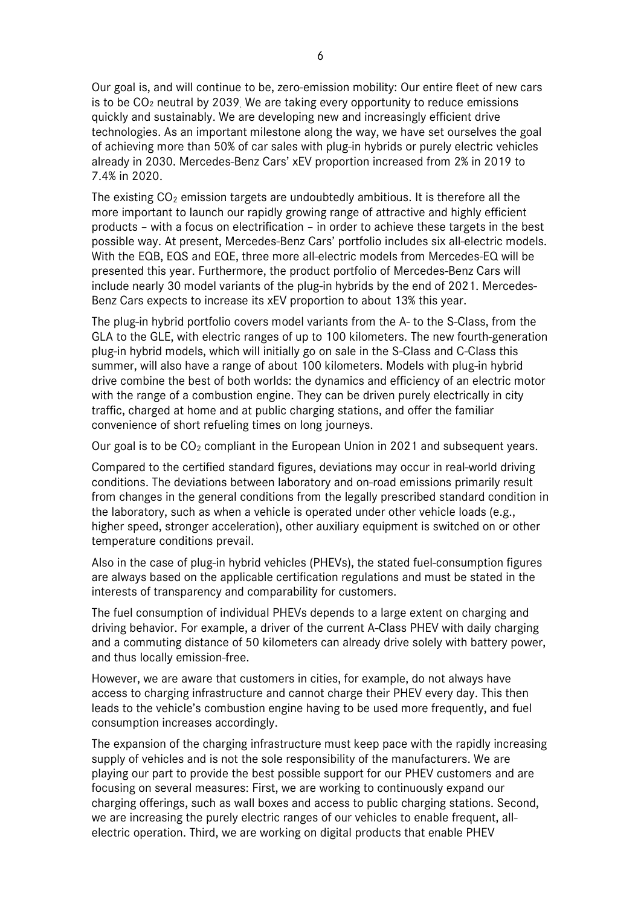Our goal is, and will continue to be, zero-emission mobility: Our entire fleet of new cars is to be $CO_2$ neutral by 2039. We are taking every opportunity to reduce emissions quickly and sustainably. We are developing new and increasingly efficient drive technologies. As an important milestone along the way, we have set ourselves the goal of achieving more than 50% of car sales with plug-in hybrids or purely electric vehicles already in 2030. Mercedes-Benz Cars' xEV proportion increased from 2% in 2019 to 7.4% in 2020.

The existing $CO_2$ emission targets are undoubtedly ambitious. It is therefore all the more important to launch our rapidly growing range of attractive and highly efficient products – with a focus on electrification – in order to achieve these targets in the best possible way. At present, Mercedes-Benz Cars' portfolio includes six all-electric models. With the EQB, EQS and EQE, three more all-electric models from Mercedes-EQ will be presented this year. Furthermore, the product portfolio of Mercedes-Benz Cars will include nearly 30 model variants of the plug-in hybrids by the end of 2021. Mercedes-Benz Cars expects to increase its xEV proportion to about 13% this year.

The plug-in hybrid portfolio covers model variants from the A- to the S-Class, from the GLA to the GLE, with electric ranges of up to 100 kilometers. The new fourth-generation plug-in hybrid models, which will initially go on sale in the S-Class and C-Class this summer, will also have a range of about 100 kilometers. Models with plug-in hybrid drive combine the best of both worlds: the dynamics and efficiency of an electric motor with the range of a combustion engine. They can be driven purely electrically in city traffic, charged at home and at public charging stations, and offer the familiar convenience of short refueling times on long journeys.

Our goal is to be $CO_2$ compliant in the European Union in 2021 and subsequent years.

Compared to the certified standard figures, deviations may occur in real-world driving conditions. The deviations between laboratory and on-road emissions primarily result from changes in the general conditions from the legally prescribed standard condition in the laboratory, such as when a vehicle is operated under other vehicle loads (e.g., higher speed, stronger acceleration), other auxiliary equipment is switched on or other temperature conditions prevail.

Also in the case of plug-in hybrid vehicles (PHEVs), the stated fuel-consumption figures are always based on the applicable certification regulations and must be stated in the interests of transparency and comparability for customers.

The fuel consumption of individual PHEVs depends to a large extent on charging and driving behavior. For example, a driver of the current A-Class PHEV with daily charging and a commuting distance of 50 kilometers can already drive solely with battery power, and thus locally emission-free.

However, we are aware that customers in cities, for example, do not always have access to charging infrastructure and cannot charge their PHEV every day. This then leads to the vehicle's combustion engine having to be used more frequently, and fuel consumption increases accordingly.

The expansion of the charging infrastructure must keep pace with the rapidly increasing supply of vehicles and is not the sole responsibility of the manufacturers. We are playing our part to provide the best possible support for our PHEV customers and are focusing on several measures: First, we are working to continuously expand our charging offerings, such as wall boxes and access to public charging stations. Second, we are increasing the purely electric ranges of our vehicles to enable frequent, all-electric operation. Third, we are working on digital products that enable PHEV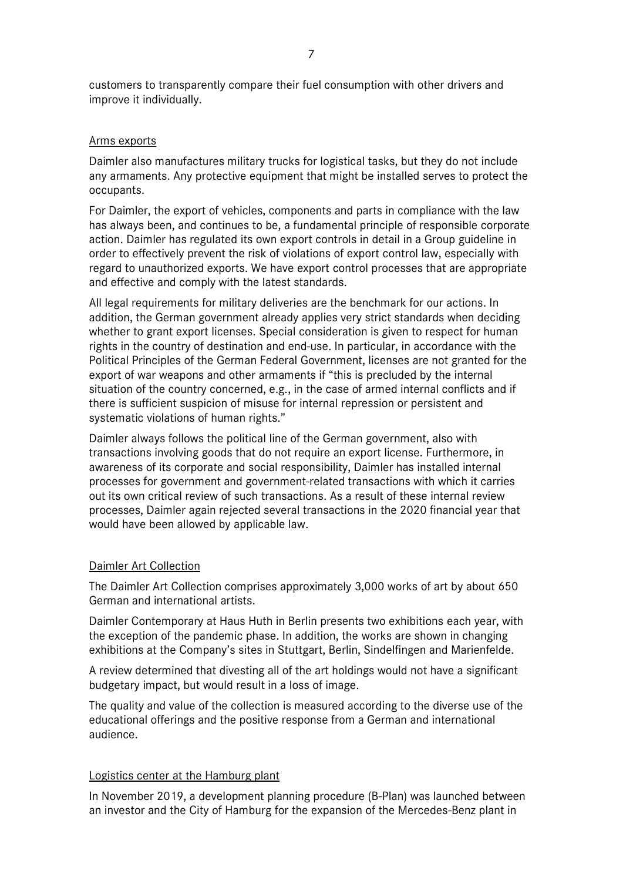customers to transparently compare their fuel consumption with other drivers and improve it individually.

## Arms exports

Daimler also manufactures military trucks for logistical tasks, but they do not include any armaments. Any protective equipment that might be installed serves to protect the occupants.

For Daimler, the export of vehicles, components and parts in compliance with the law has always been, and continues to be, a fundamental principle of responsible corporate action. Daimler has regulated its own export controls in detail in a Group guideline in order to effectively prevent the risk of violations of export control law, especially with regard to unauthorized exports. We have export control processes that are appropriate and effective and comply with the latest standards.

All legal requirements for military deliveries are the benchmark for our actions. In addition, the German government already applies very strict standards when deciding whether to grant export licenses. Special consideration is given to respect for human rights in the country of destination and end-use. In particular, in accordance with the Political Principles of the German Federal Government, licenses are not granted for the export of war weapons and other armaments if "this is precluded by the internal situation of the country concerned, e.g., in the case of armed internal conflicts and if there is sufficient suspicion of misuse for internal repression or persistent and systematic violations of human rights."

Daimler always follows the political line of the German government, also with transactions involving goods that do not require an export license. Furthermore, in awareness of its corporate and social responsibility, Daimler has installed internal processes for government and government-related transactions with which it carries out its own critical review of such transactions. As a result of these internal review processes, Daimler again rejected several transactions in the 2020 financial year that would have been allowed by applicable law.

## Daimler Art Collection

The Daimler Art Collection comprises approximately 3,000 works of art by about 650 German and international artists.

Daimler Contemporary at Haus Huth in Berlin presents two exhibitions each year, with the exception of the pandemic phase. In addition, the works are shown in changing exhibitions at the Company's sites in Stuttgart, Berlin, Sindelfingen and Marienfelde.

A review determined that divesting all of the art holdings would not have a significant budgetary impact, but would result in a loss of image.

The quality and value of the collection is measured according to the diverse use of the educational offerings and the positive response from a German and international audience.

## Logistics center at the Hamburg plant

In November 2019, a development planning procedure (B-Plan) was launched between an investor and the City of Hamburg for the expansion of the Mercedes-Benz plant in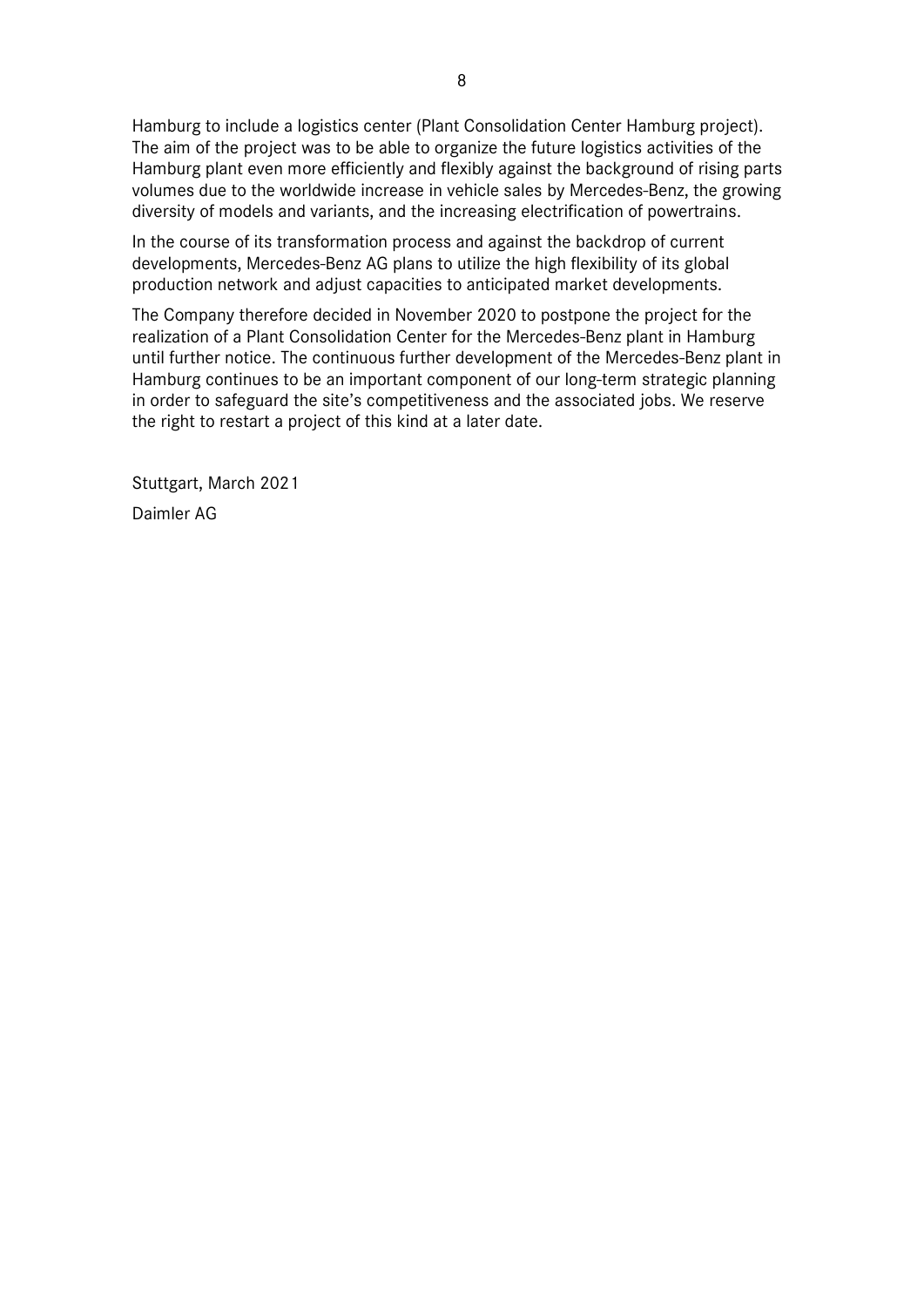Hamburg to include a logistics center (Plant Consolidation Center Hamburg project). The aim of the project was to be able to organize the future logistics activities of the Hamburg plant even more efficiently and flexibly against the background of rising parts volumes due to the worldwide increase in vehicle sales by Mercedes-Benz, the growing diversity of models and variants, and the increasing electrification of powertrains.

In the course of its transformation process and against the backdrop of current developments, Mercedes-Benz AG plans to utilize the high flexibility of its global production network and adjust capacities to anticipated market developments.

The Company therefore decided in November 2020 to postpone the project for the realization of a Plant Consolidation Center for the Mercedes-Benz plant in Hamburg until further notice. The continuous further development of the Mercedes-Benz plant in Hamburg continues to be an important component of our long-term strategic planning in order to safeguard the site's competitiveness and the associated jobs. We reserve the right to restart a project of this kind at a later date.

Stuttgart, March 2021

Daimler AG